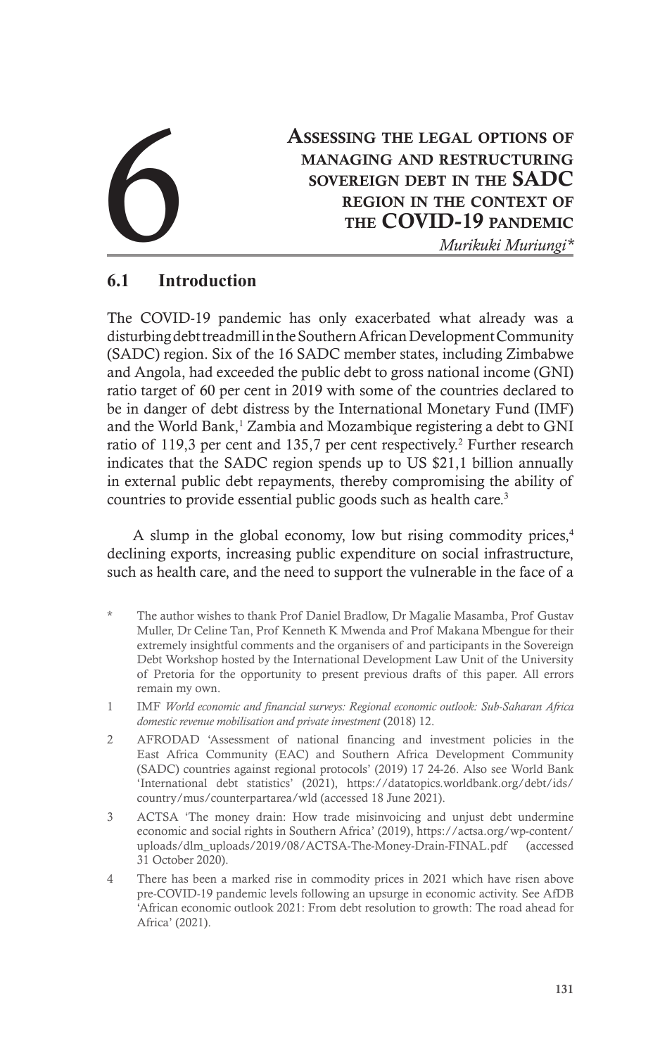# 6 Assessing the legal options of managing and restructuring sovereign debt in the SADC region in the context of the COVID-19 pandemic

*Murikuki Muriungi\**

## 6.1 Introduction

The COVID-19 pandemic has only exacerbated what already was a disturbing debt treadmill in the Southern African Development Community (SADC) region. Six of the 16 SADC member states, including Zimbabwe and Angola, had exceeded the public debt to gross national income (GNI) ratio target of 60 per cent in 2019 with some of the countries declared to be in danger of debt distress by the International Monetary Fund (IMF) and the World Bank,[1] Zambia and Mozambique registering a debt to GNI ratio of 119,3 per cent and 135,7 per cent respectively.[2] Further research indicates that the SADC region spends up to US $21,1 billion annually in external public debt repayments, thereby compromising the ability of countries to provide essential public goods such as health care.[3]

A slump in the global economy, low but rising commodity prices,[4] declining exports, increasing public expenditure on social infrastructure, such as health care, and the need to support the vulnerable in the face of a

---

\* The author wishes to thank Prof Daniel Bradlow, Dr Magalie Masamba, Prof Gustav Muller, Dr Celine Tan, Prof Kenneth K Mwenda and Prof Makana Mbengue for their extremely insightful comments and the organisers of and participants in the Sovereign Debt Workshop hosted by the International Development Law Unit of the University of Pretoria for the opportunity to present previous drafts of this paper. All errors remain my own.

1 IMF *World economic and financial surveys: Regional economic outlook: Sub-Saharan Africa domestic revenue mobilisation and private investment* (2018) 12.

2 AFRODAD 'Assessment of national financing and investment policies in the East Africa Community (EAC) and Southern Africa Development Community (SADC) countries against regional protocols' (2019) 17 24-26. Also see World Bank 'International debt statistics' (2021), https://datatopics.worldbank.org/debt/ids/country/mus/counterpartarea/wld (accessed 18 June 2021).

3 ACTSA 'The money drain: How trade misinvoicing and unjust debt undermine economic and social rights in Southern Africa' (2019), https://actsa.org/wp-content/uploads/dlm_uploads/2019/08/ACTSA-The-Money-Drain-FINAL.pdf (accessed 31 October 2020).

4 There has been a marked rise in commodity prices in 2021 which have risen above pre-COVID-19 pandemic levels following an upsurge in economic activity. See AfDB 'African economic outlook 2021: From debt resolution to growth: The road ahead for Africa' (2021).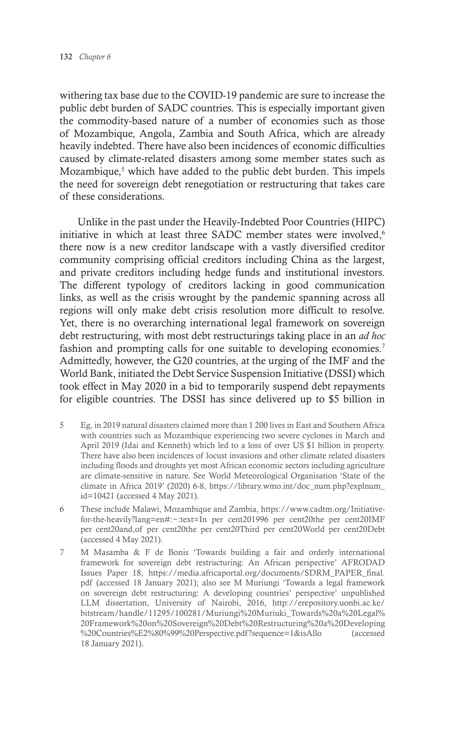withering tax base due to the COVID-19 pandemic are sure to increase the public debt burden of SADC countries. This is especially important given the commodity-based nature of a number of economies such as those of Mozambique, Angola, Zambia and South Africa, which are already heavily indebted. There have also been incidences of economic difficulties caused by climate-related disasters among some member states such as Mozambique,[5] which have added to the public debt burden. This impels the need for sovereign debt renegotiation or restructuring that takes care of these considerations.

Unlike in the past under the Heavily-Indebted Poor Countries (HIPC) initiative in which at least three SADC member states were involved,[6] there now is a new creditor landscape with a vastly diversified creditor community comprising official creditors including China as the largest, and private creditors including hedge funds and institutional investors. The different typology of creditors lacking in good communication links, as well as the crisis wrought by the pandemic spanning across all regions will only make debt crisis resolution more difficult to resolve. Yet, there is no overarching international legal framework on sovereign debt restructuring, with most debt restructurings taking place in an *ad hoc* fashion and prompting calls for one suitable to developing economies.[7] Admittedly, however, the G20 countries, at the urging of the IMF and the World Bank, initiated the Debt Service Suspension Initiative (DSSI) which took effect in May 2020 in a bid to temporarily suspend debt repayments for eligible countries. The DSSI has since delivered up to $5 billion in

5 Eg, in 2019 natural disasters claimed more than 1 200 lives in East and Southern Africa with countries such as Mozambique experiencing two severe cyclones in March and April 2019 (Idai and Kenneth) which led to a loss of over US $1 billion in property. There have also been incidences of locust invasions and other climate related disasters including floods and droughts yet most African economic sectors including agriculture are climate-sensitive in nature. See World Meteorological Organisation 'State of the climate in Africa 2019' (2020) 6-8, https://library.wmo.int/doc_num.php?explnum_id=10421 (accessed 4 May 2021).

6 These include Malawi, Mozambique and Zambia, https://www.cadtm.org/Initiative-for-the-heavily?lang=en#:~:text=In per cent201996 per cent20the per cent20IMF per cent20and,of per cent20the per cent20Third per cent20World per cent20Debt (accessed 4 May 2021).

7 M Masamba & F de Bonis 'Towards building a fair and orderly international framework for sovereign debt restructuring: An African perspective' AFRODAD Issues Paper 18, https://media.africaportal.org/documents/SDRM_PAPER_final.pdf (accessed 18 January 2021); also see M Muriungi 'Towards a legal framework on sovereign debt restructuring: A developing countries' perspective' unpublished LLM dissertation, University of Nairobi, 2016, http://erepository.uonbi.ac.ke/bitstream/handle/11295/100281/Muriungi%20Muriuki_Towards%20a%20Legal%20Framework%20on%20Sovereign%20Debt%20Restructuring%20a%20Developing%20Countries%E2%80%99%20Perspective.pdf?sequence=1&isAllo (accessed 18 January 2021).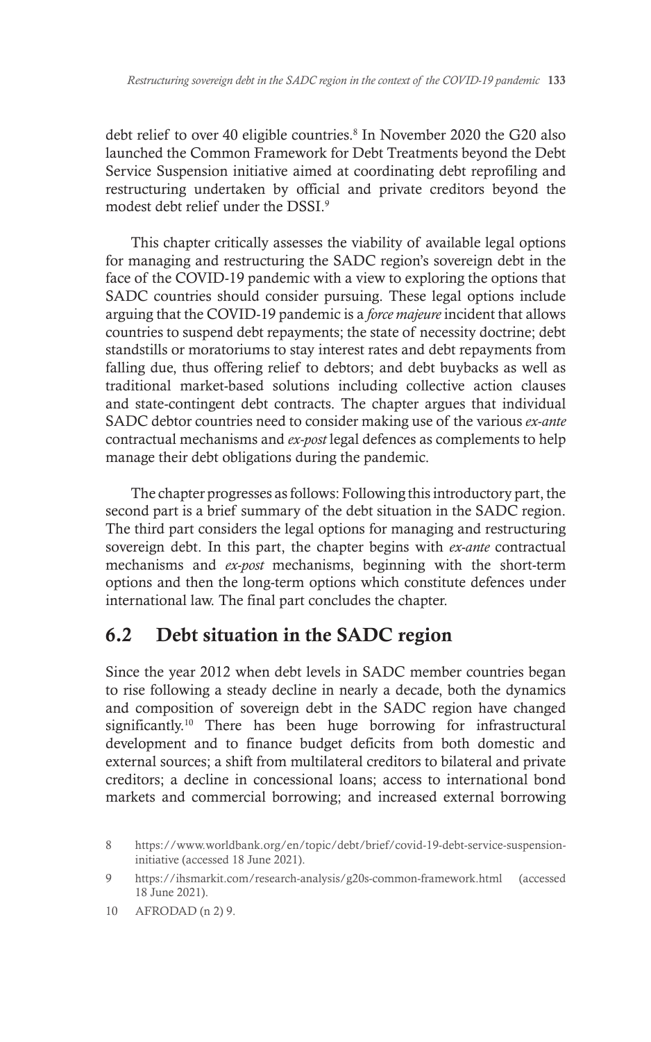debt relief to over 40 eligible countries.[8] In November 2020 the G20 also launched the Common Framework for Debt Treatments beyond the Debt Service Suspension initiative aimed at coordinating debt reprofiling and restructuring undertaken by official and private creditors beyond the modest debt relief under the DSSI.[9]

This chapter critically assesses the viability of available legal options for managing and restructuring the SADC region's sovereign debt in the face of the COVID-19 pandemic with a view to exploring the options that SADC countries should consider pursuing. These legal options include arguing that the COVID-19 pandemic is a *force majeure* incident that allows countries to suspend debt repayments; the state of necessity doctrine; debt standstills or moratoriums to stay interest rates and debt repayments from falling due, thus offering relief to debtors; and debt buybacks as well as traditional market-based solutions including collective action clauses and state-contingent debt contracts. The chapter argues that individual SADC debtor countries need to consider making use of the various *ex-ante* contractual mechanisms and *ex-post* legal defences as complements to help manage their debt obligations during the pandemic.

The chapter progresses as follows: Following this introductory part, the second part is a brief summary of the debt situation in the SADC region. The third part considers the legal options for managing and restructuring sovereign debt. In this part, the chapter begins with *ex-ante* contractual mechanisms and *ex-post* mechanisms, beginning with the short-term options and then the long-term options which constitute defences under international law. The final part concludes the chapter.

## 6.2 Debt situation in the SADC region

Since the year 2012 when debt levels in SADC member countries began to rise following a steady decline in nearly a decade, both the dynamics and composition of sovereign debt in the SADC region have changed significantly.[10] There has been huge borrowing for infrastructural development and to finance budget deficits from both domestic and external sources; a shift from multilateral creditors to bilateral and private creditors; a decline in concessional loans; access to international bond markets and commercial borrowing; and increased external borrowing

8 https://www.worldbank.org/en/topic/debt/brief/covid-19-debt-service-suspension-initiative (accessed 18 June 2021).

9 https://ihsmarkit.com/research-analysis/g20s-common-framework.html (accessed 18 June 2021).

10 AFRODAD (n 2) 9.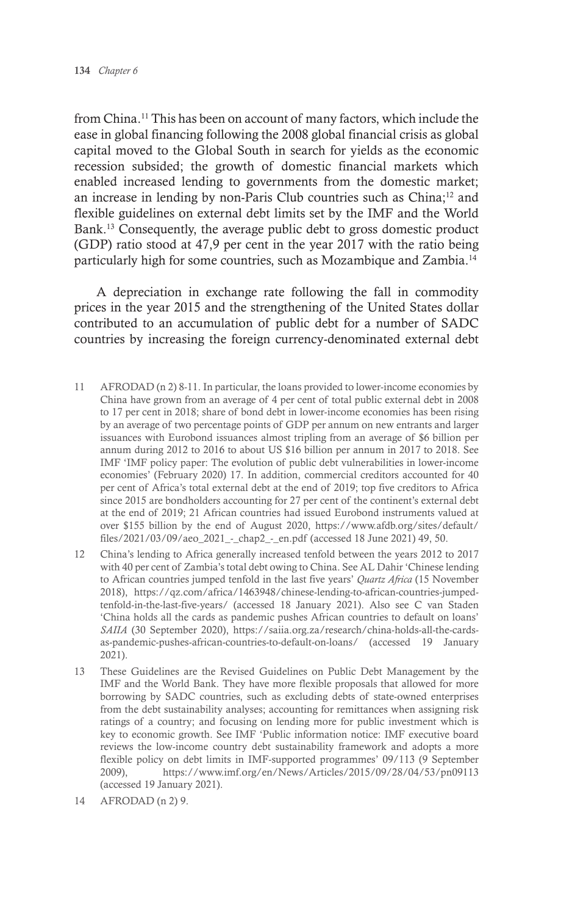from China.[11] This has been on account of many factors, which include the ease in global financing following the 2008 global financial crisis as global capital moved to the Global South in search for yields as the economic recession subsided; the growth of domestic financial markets which enabled increased lending to governments from the domestic market; an increase in lending by non-Paris Club countries such as China;[12] and flexible guidelines on external debt limits set by the IMF and the World Bank.[13] Consequently, the average public debt to gross domestic product (GDP) ratio stood at 47,9 per cent in the year 2017 with the ratio being particularly high for some countries, such as Mozambique and Zambia.[14]

A depreciation in exchange rate following the fall in commodity prices in the year 2015 and the strengthening of the United States dollar contributed to an accumulation of public debt for a number of SADC countries by increasing the foreign currency-denominated external debt

---

11 AFRODAD (n 2) 8-11. In particular, the loans provided to lower-income economies by China have grown from an average of 4 per cent of total public external debt in 2008 to 17 per cent in 2018; share of bond debt in lower-income economies has been rising by an average of two percentage points of GDP per annum on new entrants and larger issuances with Eurobond issuances almost tripling from an average of $6 billion per annum during 2012 to 2016 to about US $16 billion per annum in 2017 to 2018. See IMF 'IMF policy paper: The evolution of public debt vulnerabilities in lower-income economies' (February 2020) 17. In addition, commercial creditors accounted for 40 per cent of Africa's total external debt at the end of 2019; top five creditors to Africa since 2015 are bondholders accounting for 27 per cent of the continent's external debt at the end of 2019; 21 African countries had issued Eurobond instruments valued at over $155 billion by the end of August 2020, https://www.afdb.org/sites/default/files/2021/03/09/aeo_2021_-_chap2_-_en.pdf (accessed 18 June 2021) 49, 50.

12 China's lending to Africa generally increased tenfold between the years 2012 to 2017 with 40 per cent of Zambia's total debt owing to China. See AL Dahir 'Chinese lending to African countries jumped tenfold in the last five years' *Quartz Africa* (15 November 2018), https://qz.com/africa/1463948/chinese-lending-to-african-countries-jumped-tenfold-in-the-last-five-years/ (accessed 18 January 2021). Also see C van Staden 'China holds all the cards as pandemic pushes African countries to default on loans' *SAIIA* (30 September 2020), https://saiia.org.za/research/china-holds-all-the-cards-as-pandemic-pushes-african-countries-to-default-on-loans/ (accessed 19 January 2021).

13 These Guidelines are the Revised Guidelines on Public Debt Management by the IMF and the World Bank. They have more flexible proposals that allowed for more borrowing by SADC countries, such as excluding debts of state-owned enterprises from the debt sustainability analyses; accounting for remittances when assigning risk ratings of a country; and focusing on lending more for public investment which is key to economic growth. See IMF 'Public information notice: IMF executive board reviews the low-income country debt sustainability framework and adopts a more flexible policy on debt limits in IMF-supported programmes' 09/113 (9 September 2009), https://www.imf.org/en/News/Articles/2015/09/28/04/53/pn09113 (accessed 19 January 2021).

14 AFRODAD (n 2) 9.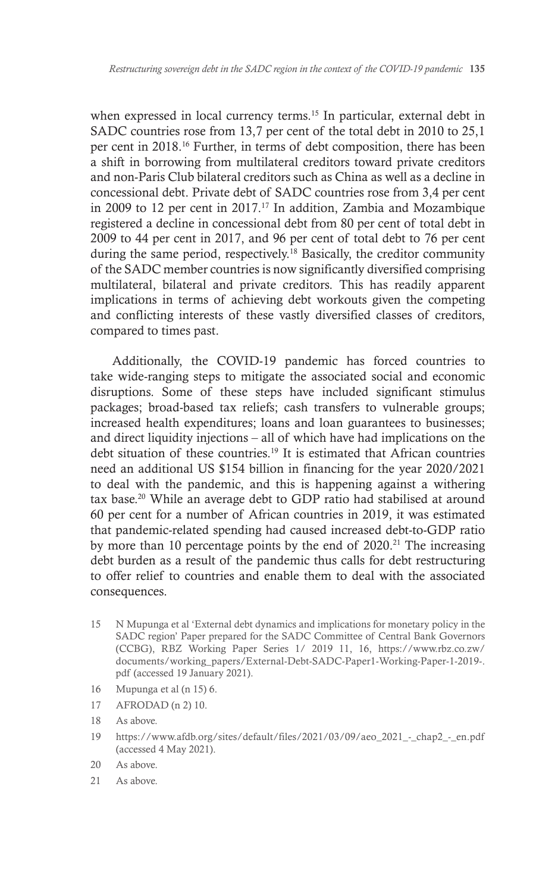when expressed in local currency terms.[15] In particular, external debt in SADC countries rose from 13,7 per cent of the total debt in 2010 to 25,1 per cent in 2018.[16] Further, in terms of debt composition, there has been a shift in borrowing from multilateral creditors toward private creditors and non-Paris Club bilateral creditors such as China as well as a decline in concessional debt. Private debt of SADC countries rose from 3,4 per cent in 2009 to 12 per cent in 2017.[17] In addition, Zambia and Mozambique registered a decline in concessional debt from 80 per cent of total debt in 2009 to 44 per cent in 2017, and 96 per cent of total debt to 76 per cent during the same period, respectively.[18] Basically, the creditor community of the SADC member countries is now significantly diversified comprising multilateral, bilateral and private creditors. This has readily apparent implications in terms of achieving debt workouts given the competing and conflicting interests of these vastly diversified classes of creditors, compared to times past.

Additionally, the COVID-19 pandemic has forced countries to take wide-ranging steps to mitigate the associated social and economic disruptions. Some of these steps have included significant stimulus packages; broad-based tax reliefs; cash transfers to vulnerable groups; increased health expenditures; loans and loan guarantees to businesses; and direct liquidity injections – all of which have had implications on the debt situation of these countries.[19] It is estimated that African countries need an additional US $154 billion in financing for the year 2020/2021 to deal with the pandemic, and this is happening against a withering tax base.[20] While an average debt to GDP ratio had stabilised at around 60 per cent for a number of African countries in 2019, it was estimated that pandemic-related spending had caused increased debt-to-GDP ratio by more than 10 percentage points by the end of 2020.[21] The increasing debt burden as a result of the pandemic thus calls for debt restructuring to offer relief to countries and enable them to deal with the associated consequences.

15 N Mupunga et al 'External debt dynamics and implications for monetary policy in the SADC region' Paper prepared for the SADC Committee of Central Bank Governors (CCBG), RBZ Working Paper Series 1/ 2019 11, 16, https://www.rbz.co.zw/documents/working_papers/External-Debt-SADC-Paper1-Working-Paper-1-2019-.pdf (accessed 19 January 2021).

16 Mupunga et al (n 15) 6.

17 AFRODAD (n 2) 10.

18 As above.

19 https://www.afdb.org/sites/default/files/2021/03/09/aeo_2021_-_chap2_-_en.pdf (accessed 4 May 2021).

20 As above.

21 As above.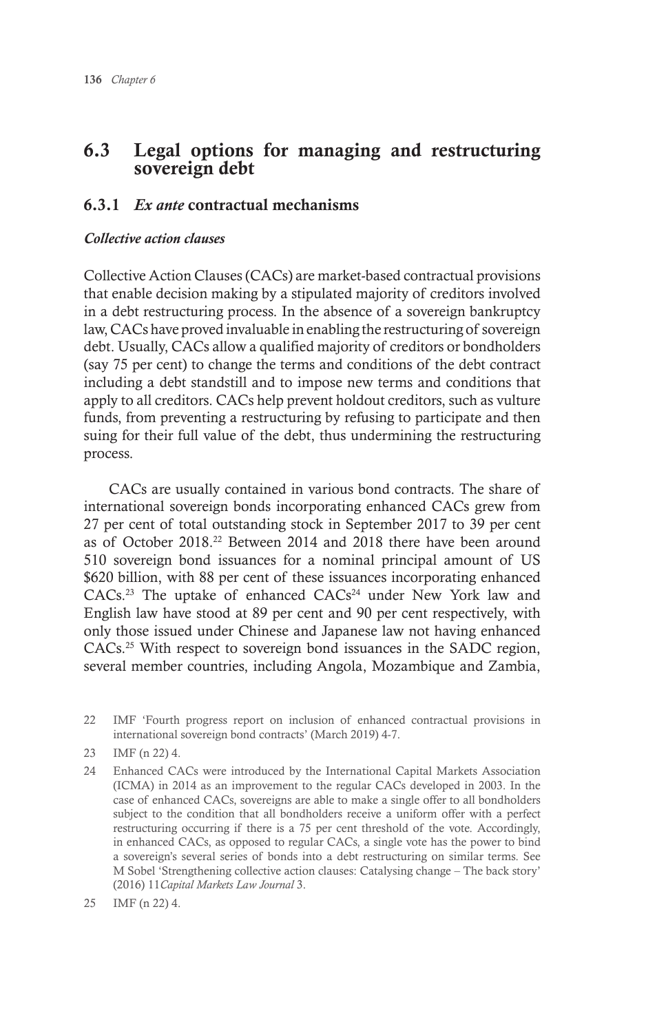## 6.3 Legal options for managing and restructuring sovereign debt

### 6.3.1 *Ex ante* contractual mechanisms

#### *Collective action clauses*

Collective Action Clauses (CACs) are market-based contractual provisions that enable decision making by a stipulated majority of creditors involved in a debt restructuring process. In the absence of a sovereign bankruptcy law, CACs have proved invaluable in enabling the restructuring of sovereign debt. Usually, CACs allow a qualified majority of creditors or bondholders (say 75 per cent) to change the terms and conditions of the debt contract including a debt standstill and to impose new terms and conditions that apply to all creditors. CACs help prevent holdout creditors, such as vulture funds, from preventing a restructuring by refusing to participate and then suing for their full value of the debt, thus undermining the restructuring process.

CACs are usually contained in various bond contracts. The share of international sovereign bonds incorporating enhanced CACs grew from 27 per cent of total outstanding stock in September 2017 to 39 per cent as of October 2018.[22] Between 2014 and 2018 there have been around 510 sovereign bond issuances for a nominal principal amount of US $620 billion, with 88 per cent of these issuances incorporating enhanced CACs.[23] The uptake of enhanced CACs[24] under New York law and English law have stood at 89 per cent and 90 per cent respectively, with only those issued under Chinese and Japanese law not having enhanced CACs.[25] With respect to sovereign bond issuances in the SADC region, several member countries, including Angola, Mozambique and Zambia,

---

22 IMF 'Fourth progress report on inclusion of enhanced contractual provisions in international sovereign bond contracts' (March 2019) 4-7.

23 IMF (n 22) 4.

24 Enhanced CACs were introduced by the International Capital Markets Association (ICMA) in 2014 as an improvement to the regular CACs developed in 2003. In the case of enhanced CACs, sovereigns are able to make a single offer to all bondholders subject to the condition that all bondholders receive a uniform offer with a perfect restructuring occurring if there is a 75 per cent threshold of the vote. Accordingly, in enhanced CACs, as opposed to regular CACs, a single vote has the power to bind a sovereign's several series of bonds into a debt restructuring on similar terms. See M Sobel 'Strengthening collective action clauses: Catalysing change – The back story' (2016) 11*Capital Markets Law Journal* 3.

25 IMF (n 22) 4.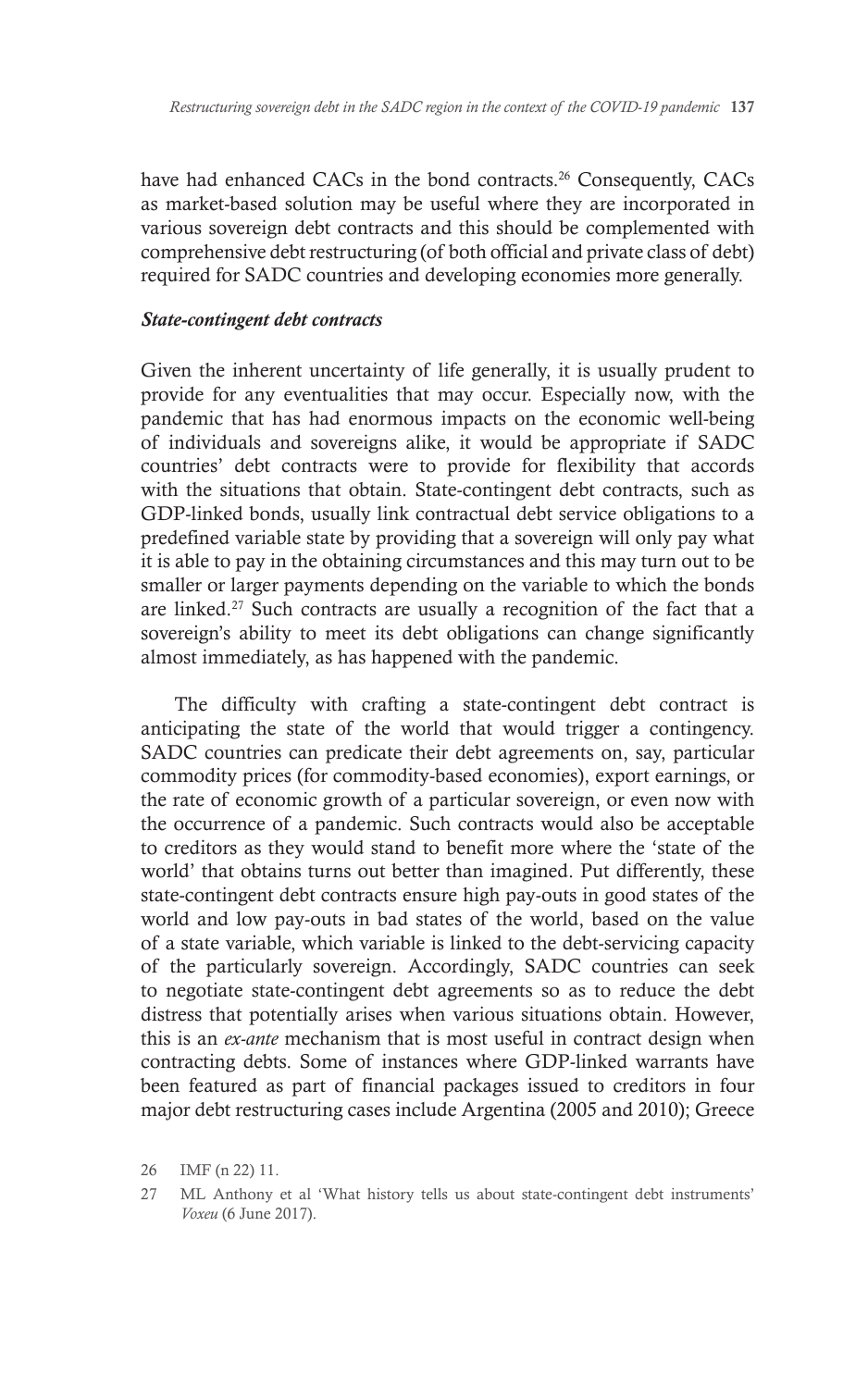have had enhanced CACs in the bond contracts.[26] Consequently, CACs as market-based solution may be useful where they are incorporated in various sovereign debt contracts and this should be complemented with comprehensive debt restructuring (of both official and private class of debt) required for SADC countries and developing economies more generally.

### *State-contingent debt contracts*

Given the inherent uncertainty of life generally, it is usually prudent to provide for any eventualities that may occur. Especially now, with the pandemic that has had enormous impacts on the economic well-being of individuals and sovereigns alike, it would be appropriate if SADC countries' debt contracts were to provide for flexibility that accords with the situations that obtain. State-contingent debt contracts, such as GDP-linked bonds, usually link contractual debt service obligations to a predefined variable state by providing that a sovereign will only pay what it is able to pay in the obtaining circumstances and this may turn out to be smaller or larger payments depending on the variable to which the bonds are linked.[27] Such contracts are usually a recognition of the fact that a sovereign's ability to meet its debt obligations can change significantly almost immediately, as has happened with the pandemic.

The difficulty with crafting a state-contingent debt contract is anticipating the state of the world that would trigger a contingency. SADC countries can predicate their debt agreements on, say, particular commodity prices (for commodity-based economies), export earnings, or the rate of economic growth of a particular sovereign, or even now with the occurrence of a pandemic. Such contracts would also be acceptable to creditors as they would stand to benefit more where the 'state of the world' that obtains turns out better than imagined. Put differently, these state-contingent debt contracts ensure high pay-outs in good states of the world and low pay-outs in bad states of the world, based on the value of a state variable, which variable is linked to the debt-servicing capacity of the particularly sovereign. Accordingly, SADC countries can seek to negotiate state-contingent debt agreements so as to reduce the debt distress that potentially arises when various situations obtain. However, this is an *ex-ante* mechanism that is most useful in contract design when contracting debts. Some of instances where GDP-linked warrants have been featured as part of financial packages issued to creditors in four major debt restructuring cases include Argentina (2005 and 2010); Greece

26 IMF (n 22) 11.

27 ML Anthony et al 'What history tells us about state-contingent debt instruments' *Voxeu* (6 June 2017).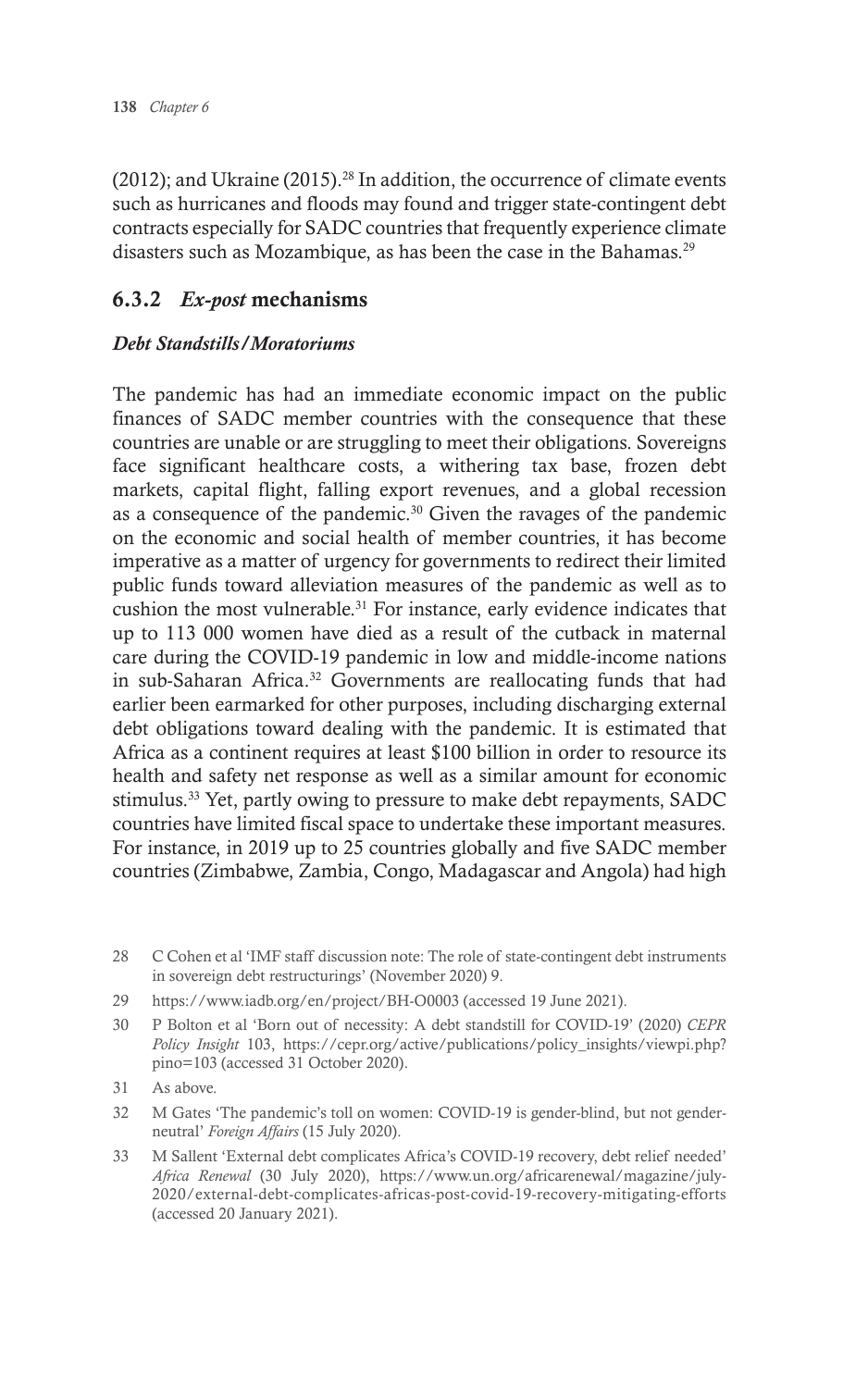(2012); and Ukraine (2015).[28] In addition, the occurrence of climate events such as hurricanes and floods may found and trigger state-contingent debt contracts especially for SADC countries that frequently experience climate disasters such as Mozambique, as has been the case in the Bahamas.[29]

## 6.3.2 *Ex-post* mechanisms

***Debt Standstills/Moratoriums***

The pandemic has had an immediate economic impact on the public finances of SADC member countries with the consequence that these countries are unable or are struggling to meet their obligations. Sovereigns face significant healthcare costs, a withering tax base, frozen debt markets, capital flight, falling export revenues, and a global recession as a consequence of the pandemic.[30] Given the ravages of the pandemic on the economic and social health of member countries, it has become imperative as a matter of urgency for governments to redirect their limited public funds toward alleviation measures of the pandemic as well as to cushion the most vulnerable.[31] For instance, early evidence indicates that up to 113 000 women have died as a result of the cutback in maternal care during the COVID-19 pandemic in low and middle-income nations in sub-Saharan Africa.[32] Governments are reallocating funds that had earlier been earmarked for other purposes, including discharging external debt obligations toward dealing with the pandemic. It is estimated that Africa as a continent requires at least \$100 billion in order to resource its health and safety net response as well as a similar amount for economic stimulus.[33] Yet, partly owing to pressure to make debt repayments, SADC countries have limited fiscal space to undertake these important measures. For instance, in 2019 up to 25 countries globally and five SADC member countries (Zimbabwe, Zambia, Congo, Madagascar and Angola) had high

---

28 C Cohen et al 'IMF staff discussion note: The role of state-contingent debt instruments in sovereign debt restructurings' (November 2020) 9.

29 https://www.iadb.org/en/project/BH-O0003 (accessed 19 June 2021).

30 P Bolton et al 'Born out of necessity: A debt standstill for COVID-19' (2020) *CEPR Policy Insight* 103, https://cepr.org/active/publications/policy_insights/viewpi.php?pino=103 (accessed 31 October 2020).

31 As above.

32 M Gates 'The pandemic's toll on women: COVID-19 is gender-blind, but not gender-neutral' *Foreign Affairs* (15 July 2020).

33 M Sallent 'External debt complicates Africa's COVID-19 recovery, debt relief needed' *Africa Renewal* (30 July 2020), https://www.un.org/africarenewal/magazine/july-2020/external-debt-complicates-africas-post-covid-19-recovery-mitigating-efforts (accessed 20 January 2021).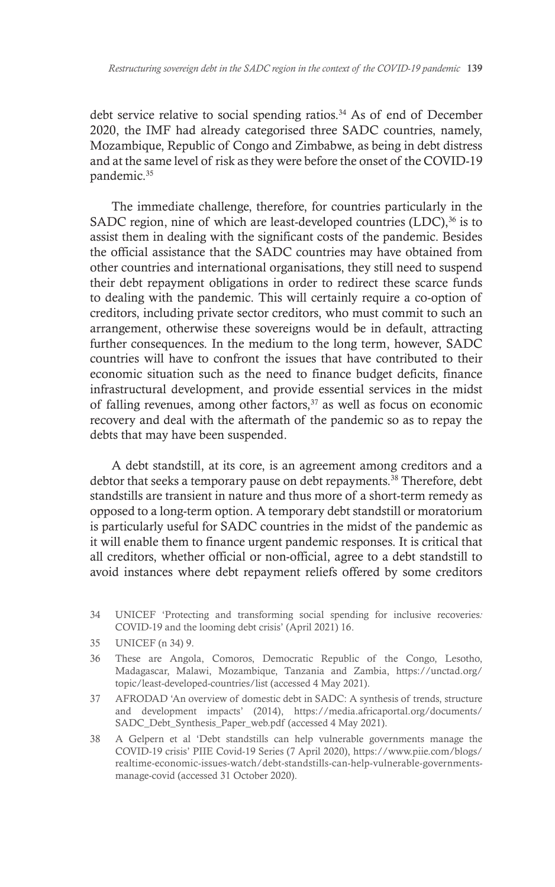debt service relative to social spending ratios.[34] As of end of December 2020, the IMF had already categorised three SADC countries, namely, Mozambique, Republic of Congo and Zimbabwe, as being in debt distress and at the same level of risk as they were before the onset of the COVID-19 pandemic.[35]

The immediate challenge, therefore, for countries particularly in the SADC region, nine of which are least-developed countries (LDC),[36] is to assist them in dealing with the significant costs of the pandemic. Besides the official assistance that the SADC countries may have obtained from other countries and international organisations, they still need to suspend their debt repayment obligations in order to redirect these scarce funds to dealing with the pandemic. This will certainly require a co-option of creditors, including private sector creditors, who must commit to such an arrangement, otherwise these sovereigns would be in default, attracting further consequences. In the medium to the long term, however, SADC countries will have to confront the issues that have contributed to their economic situation such as the need to finance budget deficits, finance infrastructural development, and provide essential services in the midst of falling revenues, among other factors,[37] as well as focus on economic recovery and deal with the aftermath of the pandemic so as to repay the debts that may have been suspended.

A debt standstill, at its core, is an agreement among creditors and a debtor that seeks a temporary pause on debt repayments.[38] Therefore, debt standstills are transient in nature and thus more of a short-term remedy as opposed to a long-term option. A temporary debt standstill or moratorium is particularly useful for SADC countries in the midst of the pandemic as it will enable them to finance urgent pandemic responses. It is critical that all creditors, whether official or non-official, agree to a debt standstill to avoid instances where debt repayment reliefs offered by some creditors

34 UNICEF 'Protecting and transforming social spending for inclusive recoveries: COVID-19 and the looming debt crisis' (April 2021) 16.

35 UNICEF (n 34) 9.

36 These are Angola, Comoros, Democratic Republic of the Congo, Lesotho, Madagascar, Malawi, Mozambique, Tanzania and Zambia, https://unctad.org/topic/least-developed-countries/list (accessed 4 May 2021).

37 AFRODAD 'An overview of domestic debt in SADC: A synthesis of trends, structure and development impacts' (2014), https://media.africaportal.org/documents/SADC_Debt_Synthesis_Paper_web.pdf (accessed 4 May 2021).

38 A Gelpern et al 'Debt standstills can help vulnerable governments manage the COVID-19 crisis' PIIE Covid-19 Series (7 April 2020), https://www.piie.com/blogs/realtime-economic-issues-watch/debt-standstills-can-help-vulnerable-governments-manage-covid (accessed 31 October 2020).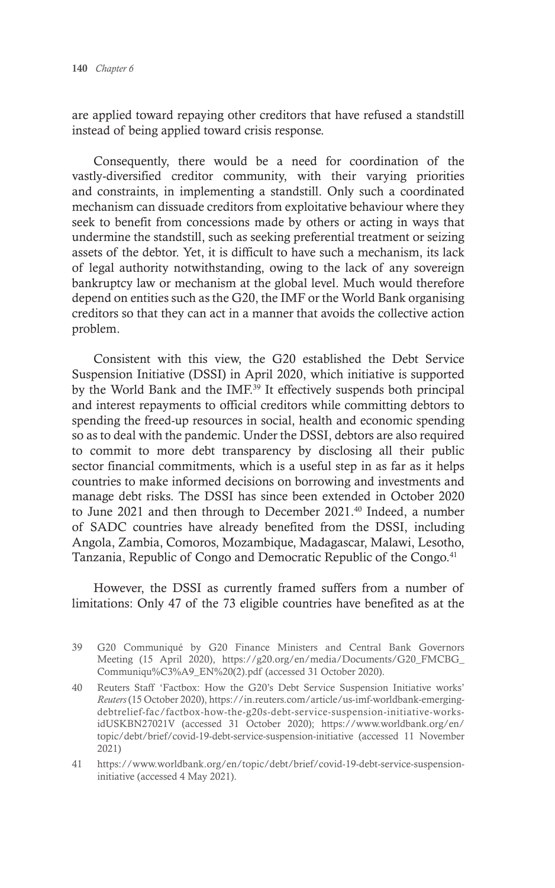are applied toward repaying other creditors that have refused a standstill instead of being applied toward crisis response.

Consequently, there would be a need for coordination of the vastly-diversified creditor community, with their varying priorities and constraints, in implementing a standstill. Only such a coordinated mechanism can dissuade creditors from exploitative behaviour where they seek to benefit from concessions made by others or acting in ways that undermine the standstill, such as seeking preferential treatment or seizing assets of the debtor. Yet, it is difficult to have such a mechanism, its lack of legal authority notwithstanding, owing to the lack of any sovereign bankruptcy law or mechanism at the global level. Much would therefore depend on entities such as the G20, the IMF or the World Bank organising creditors so that they can act in a manner that avoids the collective action problem.

Consistent with this view, the G20 established the Debt Service Suspension Initiative (DSSI) in April 2020, which initiative is supported by the World Bank and the IMF.[39] It effectively suspends both principal and interest repayments to official creditors while committing debtors to spending the freed-up resources in social, health and economic spending so as to deal with the pandemic. Under the DSSI, debtors are also required to commit to more debt transparency by disclosing all their public sector financial commitments, which is a useful step in as far as it helps countries to make informed decisions on borrowing and investments and manage debt risks. The DSSI has since been extended in October 2020 to June 2021 and then through to December 2021.[40] Indeed, a number of SADC countries have already benefited from the DSSI, including Angola, Zambia, Comoros, Mozambique, Madagascar, Malawi, Lesotho, Tanzania, Republic of Congo and Democratic Republic of the Congo.[41]

However, the DSSI as currently framed suffers from a number of limitations: Only 47 of the 73 eligible countries have benefited as at the

39 G20 Communiqué by G20 Finance Ministers and Central Bank Governors Meeting (15 April 2020), https://g20.org/en/media/Documents/G20_FMCBG_Communiqu%C3%A9_EN%20(2).pdf (accessed 31 October 2020).

40 Reuters Staff 'Factbox: How the G20's Debt Service Suspension Initiative works' *Reuters* (15 October 2020), https://in.reuters.com/article/us-imf-worldbank-emerging-debtrelief-fac/factbox-how-the-g20s-debt-service-suspension-initiative-works-idUSKBN27021V (accessed 31 October 2020); https://www.worldbank.org/en/topic/debt/brief/covid-19-debt-service-suspension-initiative (accessed 11 November 2021)

41 https://www.worldbank.org/en/topic/debt/brief/covid-19-debt-service-suspension-initiative (accessed 4 May 2021).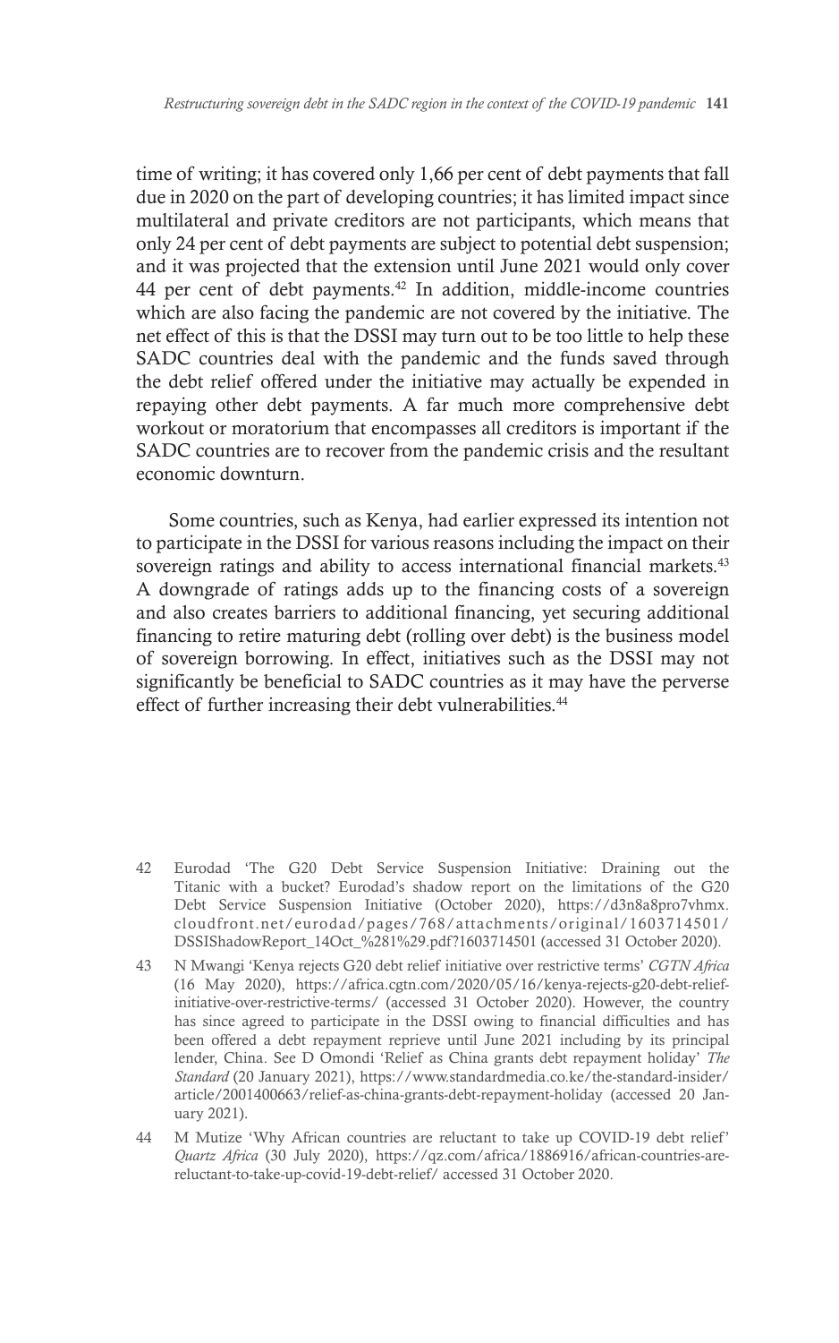time of writing; it has covered only 1,66 per cent of debt payments that fall due in 2020 on the part of developing countries; it has limited impact since multilateral and private creditors are not participants, which means that only 24 per cent of debt payments are subject to potential debt suspension; and it was projected that the extension until June 2021 would only cover 44 per cent of debt payments.[42] In addition, middle-income countries which are also facing the pandemic are not covered by the initiative. The net effect of this is that the DSSI may turn out to be too little to help these SADC countries deal with the pandemic and the funds saved through the debt relief offered under the initiative may actually be expended in repaying other debt payments. A far much more comprehensive debt workout or moratorium that encompasses all creditors is important if the SADC countries are to recover from the pandemic crisis and the resultant economic downturn.

Some countries, such as Kenya, had earlier expressed its intention not to participate in the DSSI for various reasons including the impact on their sovereign ratings and ability to access international financial markets.[43] A downgrade of ratings adds up to the financing costs of a sovereign and also creates barriers to additional financing, yet securing additional financing to retire maturing debt (rolling over debt) is the business model of sovereign borrowing. In effect, initiatives such as the DSSI may not significantly be beneficial to SADC countries as it may have the perverse effect of further increasing their debt vulnerabilities.[44]

42 Eurodad 'The G20 Debt Service Suspension Initiative: Draining out the Titanic with a bucket? Eurodad's shadow report on the limitations of the G20 Debt Service Suspension Initiative (October 2020), https://d3n8a8pro7vhmx.cloudfront.net/eurodad/pages/768/attachments/original/1603714501/DSSIShadowReport_14Oct_%281%29.pdf?1603714501 (accessed 31 October 2020).

43 N Mwangi 'Kenya rejects G20 debt relief initiative over restrictive terms' *CGTN Africa* (16 May 2020), https://africa.cgtn.com/2020/05/16/kenya-rejects-g20-debt-relief-initiative-over-restrictive-terms/ (accessed 31 October 2020). However, the country has since agreed to participate in the DSSI owing to financial difficulties and has been offered a debt repayment reprieve until June 2021 including by its principal lender, China. See D Omondi 'Relief as China grants debt repayment holiday' *The Standard* (20 January 2021), https://www.standardmedia.co.ke/the-standard-insider/article/2001400663/relief-as-china-grants-debt-repayment-holiday (accessed 20 January 2021).

44 M Mutize 'Why African countries are reluctant to take up COVID-19 debt relief' *Quartz Africa* (30 July 2020), https://qz.com/africa/1886916/african-countries-are-reluctant-to-take-up-covid-19-debt-relief/ accessed 31 October 2020.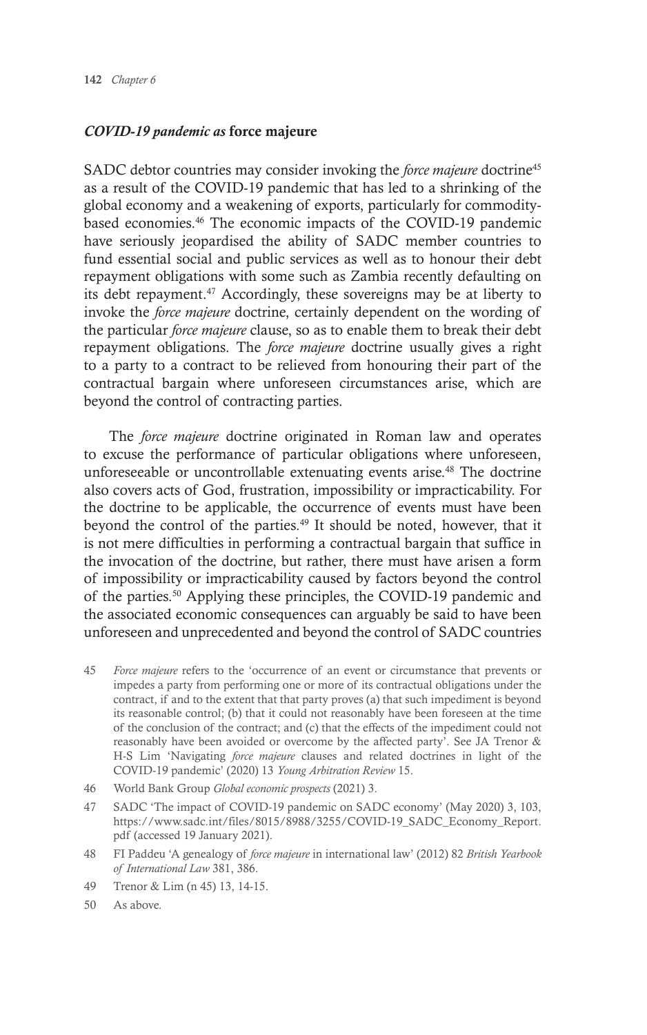### *COVID-19 pandemic as* **force majeure**

SADC debtor countries may consider invoking the *force majeure* doctrine[45] as a result of the COVID-19 pandemic that has led to a shrinking of the global economy and a weakening of exports, particularly for commodity-based economies.[46] The economic impacts of the COVID-19 pandemic have seriously jeopardised the ability of SADC member countries to fund essential social and public services as well as to honour their debt repayment obligations with some such as Zambia recently defaulting on its debt repayment.[47] Accordingly, these sovereigns may be at liberty to invoke the *force majeure* doctrine, certainly dependent on the wording of the particular *force majeure* clause, so as to enable them to break their debt repayment obligations. The *force majeure* doctrine usually gives a right to a party to a contract to be relieved from honouring their part of the contractual bargain where unforeseen circumstances arise, which are beyond the control of contracting parties.

The *force majeure* doctrine originated in Roman law and operates to excuse the performance of particular obligations where unforeseen, unforeseeable or uncontrollable extenuating events arise.[48] The doctrine also covers acts of God, frustration, impossibility or impracticability. For the doctrine to be applicable, the occurrence of events must have been beyond the control of the parties.[49] It should be noted, however, that it is not mere difficulties in performing a contractual bargain that suffice in the invocation of the doctrine, but rather, there must have arisen a form of impossibility or impracticability caused by factors beyond the control of the parties.[50] Applying these principles, the COVID-19 pandemic and the associated economic consequences can arguably be said to have been unforeseen and unprecedented and beyond the control of SADC countries

---

45 *Force majeure* refers to the 'occurrence of an event or circumstance that prevents or impedes a party from performing one or more of its contractual obligations under the contract, if and to the extent that that party proves (a) that such impediment is beyond its reasonable control; (b) that it could not reasonably have been foreseen at the time of the conclusion of the contract; and (c) that the effects of the impediment could not reasonably have been avoided or overcome by the affected party'. See JA Trenor & H-S Lim 'Navigating *force majeure* clauses and related doctrines in light of the COVID-19 pandemic' (2020) 13 *Young Arbitration Review* 15.

46 World Bank Group *Global economic prospects* (2021) 3.

47 SADC 'The impact of COVID-19 pandemic on SADC economy' (May 2020) 3, 103, https://www.sadc.int/files/8015/8988/3255/COVID-19_SADC_Economy_Report.pdf (accessed 19 January 2021).

48 FI Paddeu 'A genealogy of *force majeure* in international law' (2012) 82 *British Yearbook of International Law* 381, 386.

49 Trenor & Lim (n 45) 13, 14-15.

50 As above.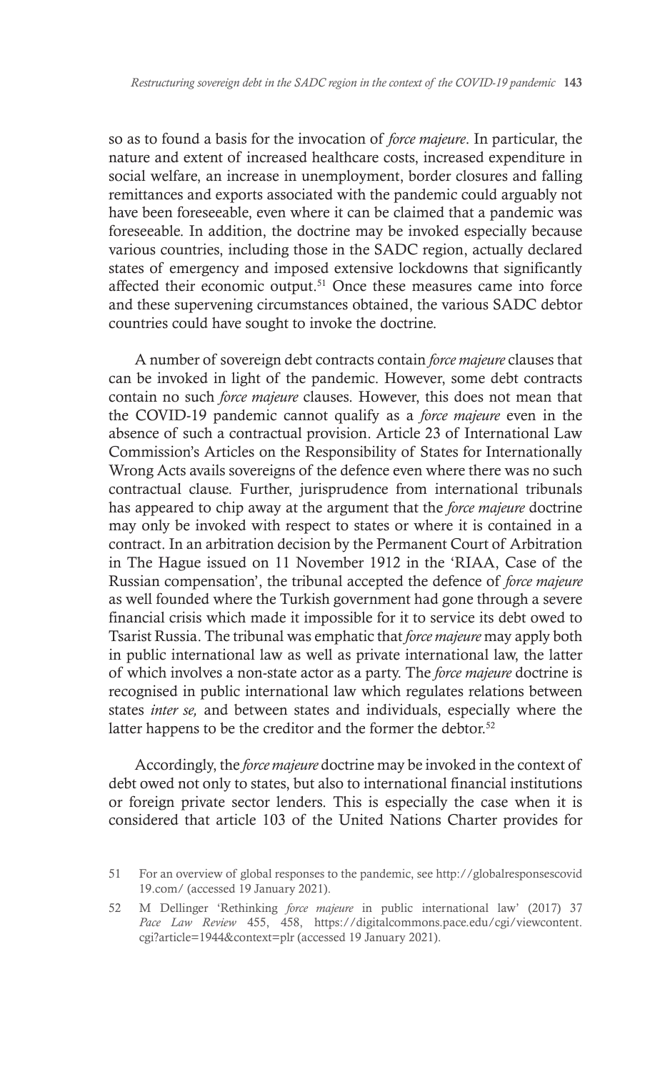so as to found a basis for the invocation of *force majeure*. In particular, the nature and extent of increased healthcare costs, increased expenditure in social welfare, an increase in unemployment, border closures and falling remittances and exports associated with the pandemic could arguably not have been foreseeable, even where it can be claimed that a pandemic was foreseeable. In addition, the doctrine may be invoked especially because various countries, including those in the SADC region, actually declared states of emergency and imposed extensive lockdowns that significantly affected their economic output.[51] Once these measures came into force and these supervening circumstances obtained, the various SADC debtor countries could have sought to invoke the doctrine.

A number of sovereign debt contracts contain *force majeure* clauses that can be invoked in light of the pandemic. However, some debt contracts contain no such *force majeure* clauses. However, this does not mean that the COVID-19 pandemic cannot qualify as a *force majeure* even in the absence of such a contractual provision. Article 23 of International Law Commission's Articles on the Responsibility of States for Internationally Wrong Acts avails sovereigns of the defence even where there was no such contractual clause. Further, jurisprudence from international tribunals has appeared to chip away at the argument that the *force majeure* doctrine may only be invoked with respect to states or where it is contained in a contract. In an arbitration decision by the Permanent Court of Arbitration in The Hague issued on 11 November 1912 in the 'RIAA, Case of the Russian compensation', the tribunal accepted the defence of *force majeure* as well founded where the Turkish government had gone through a severe financial crisis which made it impossible for it to service its debt owed to Tsarist Russia. The tribunal was emphatic that *force majeure* may apply both in public international law as well as private international law, the latter of which involves a non-state actor as a party. The *force majeure* doctrine is recognised in public international law which regulates relations between states *inter se,* and between states and individuals, especially where the latter happens to be the creditor and the former the debtor.[52]

Accordingly, the *force majeure* doctrine may be invoked in the context of debt owed not only to states, but also to international financial institutions or foreign private sector lenders. This is especially the case when it is considered that article 103 of the United Nations Charter provides for

51 For an overview of global responses to the pandemic, see http://globalresponsescovid19.com/ (accessed 19 January 2021).

52 M Dellinger 'Rethinking *force majeure* in public international law' (2017) 37 *Pace Law Review* 455, 458, https://digitalcommons.pace.edu/cgi/viewcontent.cgi?article=1944&context=plr (accessed 19 January 2021).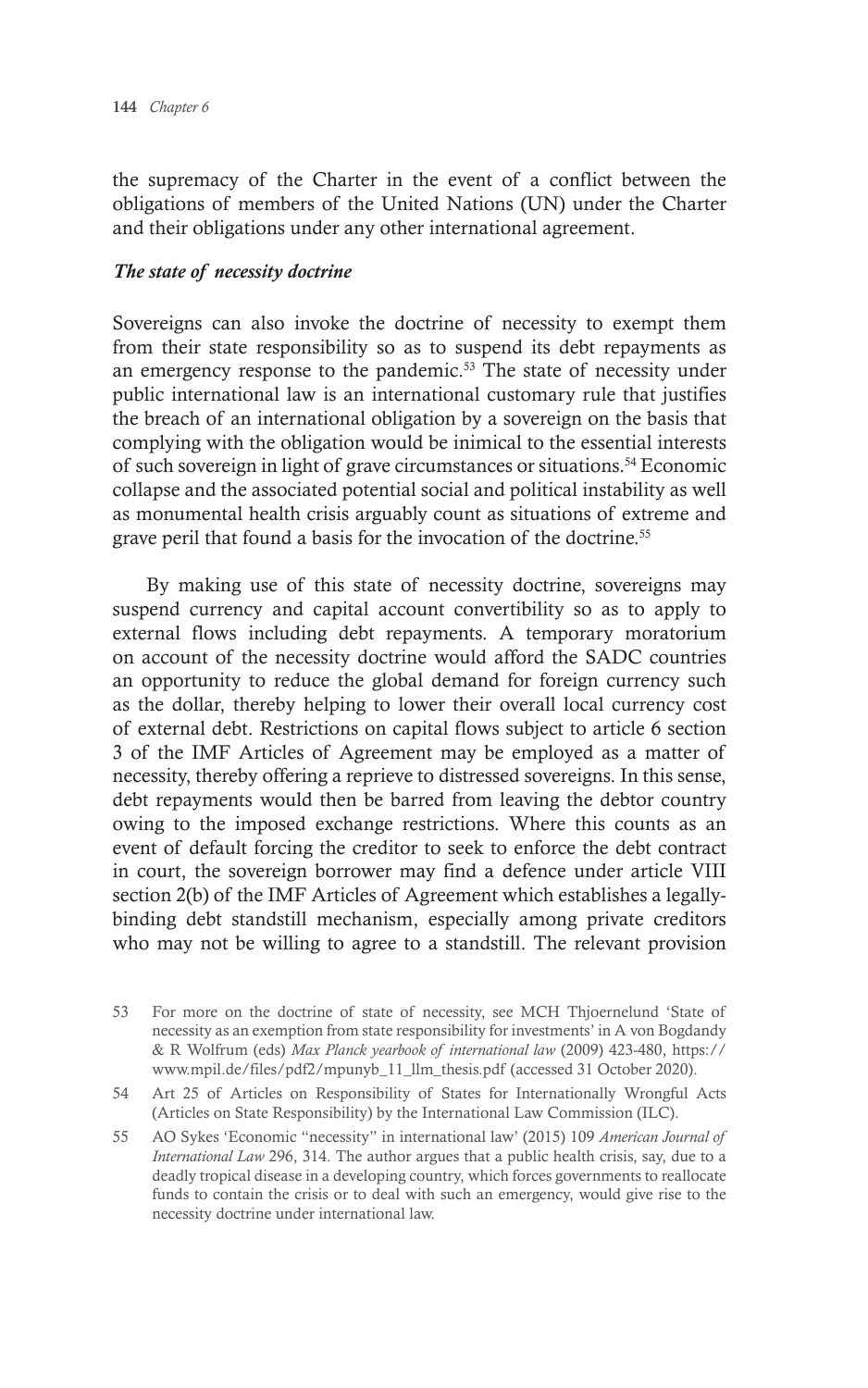the supremacy of the Charter in the event of a conflict between the obligations of members of the United Nations (UN) under the Charter and their obligations under any other international agreement.

***The state of necessity doctrine***

Sovereigns can also invoke the doctrine of necessity to exempt them from their state responsibility so as to suspend its debt repayments as an emergency response to the pandemic.[53] The state of necessity under public international law is an international customary rule that justifies the breach of an international obligation by a sovereign on the basis that complying with the obligation would be inimical to the essential interests of such sovereign in light of grave circumstances or situations.[54] Economic collapse and the associated potential social and political instability as well as monumental health crisis arguably count as situations of extreme and grave peril that found a basis for the invocation of the doctrine.[55]

By making use of this state of necessity doctrine, sovereigns may suspend currency and capital account convertibility so as to apply to external flows including debt repayments. A temporary moratorium on account of the necessity doctrine would afford the SADC countries an opportunity to reduce the global demand for foreign currency such as the dollar, thereby helping to lower their overall local currency cost of external debt. Restrictions on capital flows subject to article 6 section 3 of the IMF Articles of Agreement may be employed as a matter of necessity, thereby offering a reprieve to distressed sovereigns. In this sense, debt repayments would then be barred from leaving the debtor country owing to the imposed exchange restrictions. Where this counts as an event of default forcing the creditor to seek to enforce the debt contract in court, the sovereign borrower may find a defence under article VIII section 2(b) of the IMF Articles of Agreement which establishes a legally-binding debt standstill mechanism, especially among private creditors who may not be willing to agree to a standstill. The relevant provision

53 For more on the doctrine of state of necessity, see MCH Thjoernelund 'State of necessity as an exemption from state responsibility for investments' in A von Bogdandy & R Wolfrum (eds) *Max Planck yearbook of international law* (2009) 423-480, https://www.mpil.de/files/pdf2/mpunyb_11_llm_thesis.pdf (accessed 31 October 2020).

54 Art 25 of Articles on Responsibility of States for Internationally Wrongful Acts (Articles on State Responsibility) by the International Law Commission (ILC).

55 AO Sykes 'Economic "necessity" in international law' (2015) 109 *American Journal of International Law* 296, 314. The author argues that a public health crisis, say, due to a deadly tropical disease in a developing country, which forces governments to reallocate funds to contain the crisis or to deal with such an emergency, would give rise to the necessity doctrine under international law.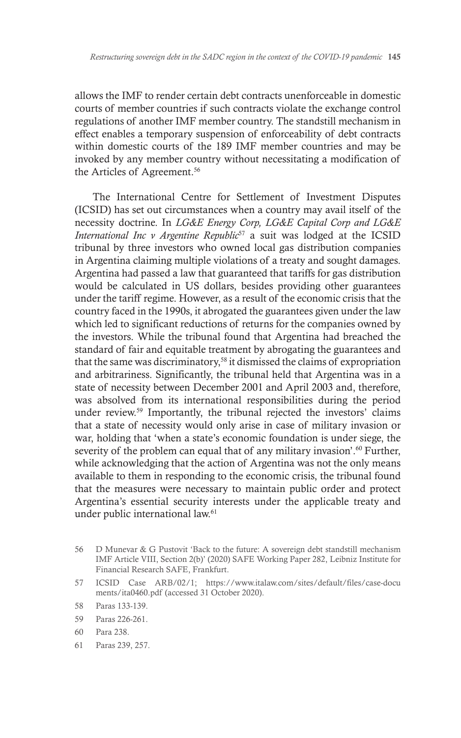allows the IMF to render certain debt contracts unenforceable in domestic courts of member countries if such contracts violate the exchange control regulations of another IMF member country. The standstill mechanism in effect enables a temporary suspension of enforceability of debt contracts within domestic courts of the 189 IMF member countries and may be invoked by any member country without necessitating a modification of the Articles of Agreement.[56]

The International Centre for Settlement of Investment Disputes (ICSID) has set out circumstances when a country may avail itself of the necessity doctrine. In *LG&E Energy Corp, LG&E Capital Corp and LG&E International Inc v Argentine Republic*[57] a suit was lodged at the ICSID tribunal by three investors who owned local gas distribution companies in Argentina claiming multiple violations of a treaty and sought damages. Argentina had passed a law that guaranteed that tariffs for gas distribution would be calculated in US dollars, besides providing other guarantees under the tariff regime. However, as a result of the economic crisis that the country faced in the 1990s, it abrogated the guarantees given under the law which led to significant reductions of returns for the companies owned by the investors. While the tribunal found that Argentina had breached the standard of fair and equitable treatment by abrogating the guarantees and that the same was discriminatory,[58] it dismissed the claims of expropriation and arbitrariness. Significantly, the tribunal held that Argentina was in a state of necessity between December 2001 and April 2003 and, therefore, was absolved from its international responsibilities during the period under review.[59] Importantly, the tribunal rejected the investors' claims that a state of necessity would only arise in case of military invasion or war, holding that 'when a state's economic foundation is under siege, the severity of the problem can equal that of any military invasion'.[60] Further, while acknowledging that the action of Argentina was not the only means available to them in responding to the economic crisis, the tribunal found that the measures were necessary to maintain public order and protect Argentina's essential security interests under the applicable treaty and under public international law.[61]

56 D Munevar & G Pustovit 'Back to the future: A sovereign debt standstill mechanism IMF Article VIII, Section 2(b)' (2020) SAFE Working Paper 282, Leibniz Institute for Financial Research SAFE, Frankfurt.

57 ICSID Case ARB/02/1; https://www.italaw.com/sites/default/files/case-documents/ita0460.pdf (accessed 31 October 2020).

58 Paras 133-139.

59 Paras 226-261.

60 Para 238.

61 Paras 239, 257.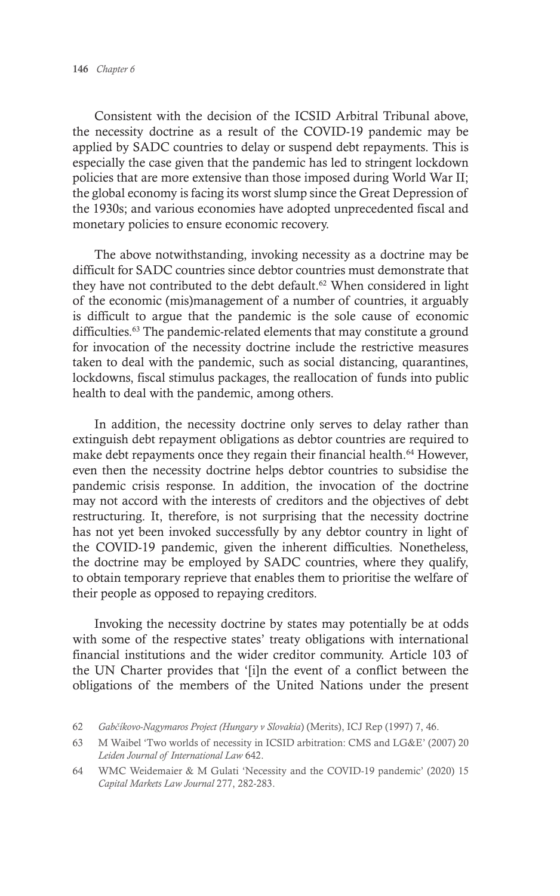Consistent with the decision of the ICSID Arbitral Tribunal above, the necessity doctrine as a result of the COVID-19 pandemic may be applied by SADC countries to delay or suspend debt repayments. This is especially the case given that the pandemic has led to stringent lockdown policies that are more extensive than those imposed during World War II; the global economy is facing its worst slump since the Great Depression of the 1930s; and various economies have adopted unprecedented fiscal and monetary policies to ensure economic recovery.

The above notwithstanding, invoking necessity as a doctrine may be difficult for SADC countries since debtor countries must demonstrate that they have not contributed to the debt default.[62] When considered in light of the economic (mis)management of a number of countries, it arguably is difficult to argue that the pandemic is the sole cause of economic difficulties.[63] The pandemic-related elements that may constitute a ground for invocation of the necessity doctrine include the restrictive measures taken to deal with the pandemic, such as social distancing, quarantines, lockdowns, fiscal stimulus packages, the reallocation of funds into public health to deal with the pandemic, among others.

In addition, the necessity doctrine only serves to delay rather than extinguish debt repayment obligations as debtor countries are required to make debt repayments once they regain their financial health.[64] However, even then the necessity doctrine helps debtor countries to subsidise the pandemic crisis response. In addition, the invocation of the doctrine may not accord with the interests of creditors and the objectives of debt restructuring. It, therefore, is not surprising that the necessity doctrine has not yet been invoked successfully by any debtor country in light of the COVID-19 pandemic, given the inherent difficulties. Nonetheless, the doctrine may be employed by SADC countries, where they qualify, to obtain temporary reprieve that enables them to prioritise the welfare of their people as opposed to repaying creditors.

Invoking the necessity doctrine by states may potentially be at odds with some of the respective states' treaty obligations with international financial institutions and the wider creditor community. Article 103 of the UN Charter provides that '[i]n the event of a conflict between the obligations of the members of the United Nations under the present

62 *Gabčíkovo-Nagymaros Project (Hungary v Slovakia*) (Merits), ICJ Rep (1997) 7, 46.

63 M Waibel 'Two worlds of necessity in ICSID arbitration: CMS and LG&E' (2007) 20 *Leiden Journal of International Law* 642.

64 WMC Weidemaier & M Gulati 'Necessity and the COVID-19 pandemic' (2020) 15 *Capital Markets Law Journal* 277, 282-283.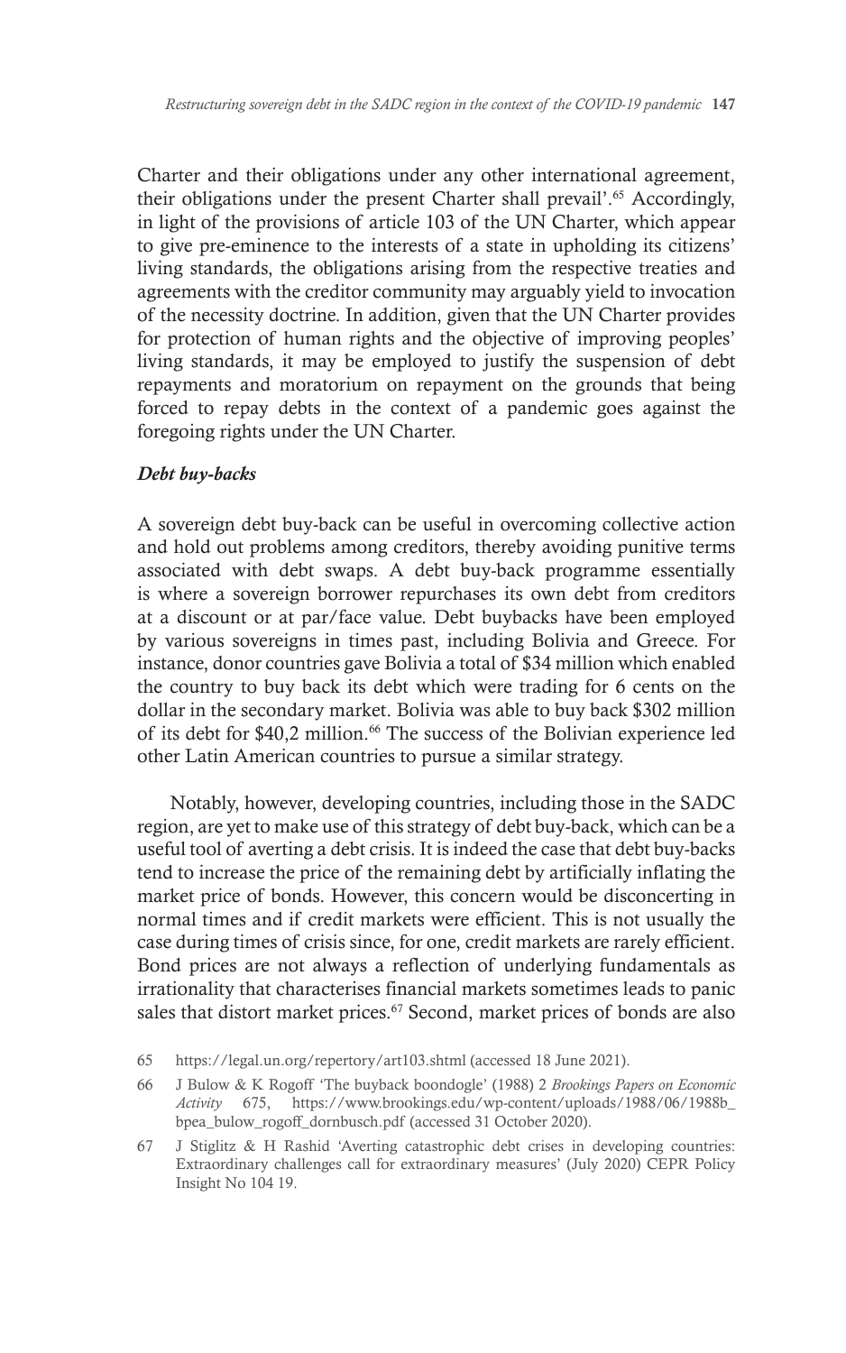Charter and their obligations under any other international agreement, their obligations under the present Charter shall prevail'.[65] Accordingly, in light of the provisions of article 103 of the UN Charter, which appear to give pre-eminence to the interests of a state in upholding its citizens' living standards, the obligations arising from the respective treaties and agreements with the creditor community may arguably yield to invocation of the necessity doctrine. In addition, given that the UN Charter provides for protection of human rights and the objective of improving peoples' living standards, it may be employed to justify the suspension of debt repayments and moratorium on repayment on the grounds that being forced to repay debts in the context of a pandemic goes against the foregoing rights under the UN Charter.

***Debt buy-backs***

A sovereign debt buy-back can be useful in overcoming collective action and hold out problems among creditors, thereby avoiding punitive terms associated with debt swaps. A debt buy-back programme essentially is where a sovereign borrower repurchases its own debt from creditors at a discount or at par/face value. Debt buybacks have been employed by various sovereigns in times past, including Bolivia and Greece. For instance, donor countries gave Bolivia a total of $34 million which enabled the country to buy back its debt which were trading for 6 cents on the dollar in the secondary market. Bolivia was able to buy back $302 million of its debt for $40,2 million.[66] The success of the Bolivian experience led other Latin American countries to pursue a similar strategy.

Notably, however, developing countries, including those in the SADC region, are yet to make use of this strategy of debt buy-back, which can be a useful tool of averting a debt crisis. It is indeed the case that debt buy-backs tend to increase the price of the remaining debt by artificially inflating the market price of bonds. However, this concern would be disconcerting in normal times and if credit markets were efficient. This is not usually the case during times of crisis since, for one, credit markets are rarely efficient. Bond prices are not always a reflection of underlying fundamentals as irrationality that characterises financial markets sometimes leads to panic sales that distort market prices.[67] Second, market prices of bonds are also

65 https://legal.un.org/repertory/art103.shtml (accessed 18 June 2021).

66 J Bulow & K Rogoff 'The buyback boondogle' (1988) 2 *Brookings Papers on Economic Activity* 675, https://www.brookings.edu/wp-content/uploads/1988/06/1988b_bpea_bulow_rogoff_dornbusch.pdf (accessed 31 October 2020).

67 J Stiglitz & H Rashid 'Averting catastrophic debt crises in developing countries: Extraordinary challenges call for extraordinary measures' (July 2020) CEPR Policy Insight No 104 19.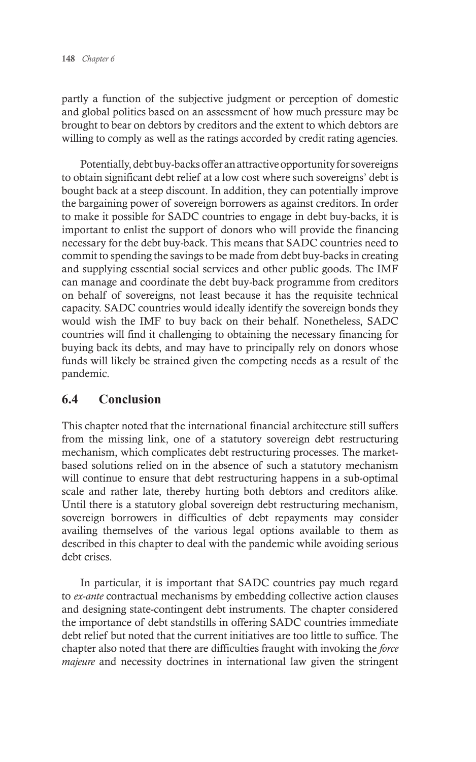partly a function of the subjective judgment or perception of domestic and global politics based on an assessment of how much pressure may be brought to bear on debtors by creditors and the extent to which debtors are willing to comply as well as the ratings accorded by credit rating agencies.

Potentially, debt buy-backs offer an attractive opportunity for sovereigns to obtain significant debt relief at a low cost where such sovereigns' debt is bought back at a steep discount. In addition, they can potentially improve the bargaining power of sovereign borrowers as against creditors. In order to make it possible for SADC countries to engage in debt buy-backs, it is important to enlist the support of donors who will provide the financing necessary for the debt buy-back. This means that SADC countries need to commit to spending the savings to be made from debt buy-backs in creating and supplying essential social services and other public goods. The IMF can manage and coordinate the debt buy-back programme from creditors on behalf of sovereigns, not least because it has the requisite technical capacity. SADC countries would ideally identify the sovereign bonds they would wish the IMF to buy back on their behalf. Nonetheless, SADC countries will find it challenging to obtaining the necessary financing for buying back its debts, and may have to principally rely on donors whose funds will likely be strained given the competing needs as a result of the pandemic.

## 6.4 Conclusion

This chapter noted that the international financial architecture still suffers from the missing link, one of a statutory sovereign debt restructuring mechanism, which complicates debt restructuring processes. The market-based solutions relied on in the absence of such a statutory mechanism will continue to ensure that debt restructuring happens in a sub-optimal scale and rather late, thereby hurting both debtors and creditors alike. Until there is a statutory global sovereign debt restructuring mechanism, sovereign borrowers in difficulties of debt repayments may consider availing themselves of the various legal options available to them as described in this chapter to deal with the pandemic while avoiding serious debt crises.

In particular, it is important that SADC countries pay much regard to *ex-ante* contractual mechanisms by embedding collective action clauses and designing state-contingent debt instruments. The chapter considered the importance of debt standstills in offering SADC countries immediate debt relief but noted that the current initiatives are too little to suffice. The chapter also noted that there are difficulties fraught with invoking the *force majeure* and necessity doctrines in international law given the stringent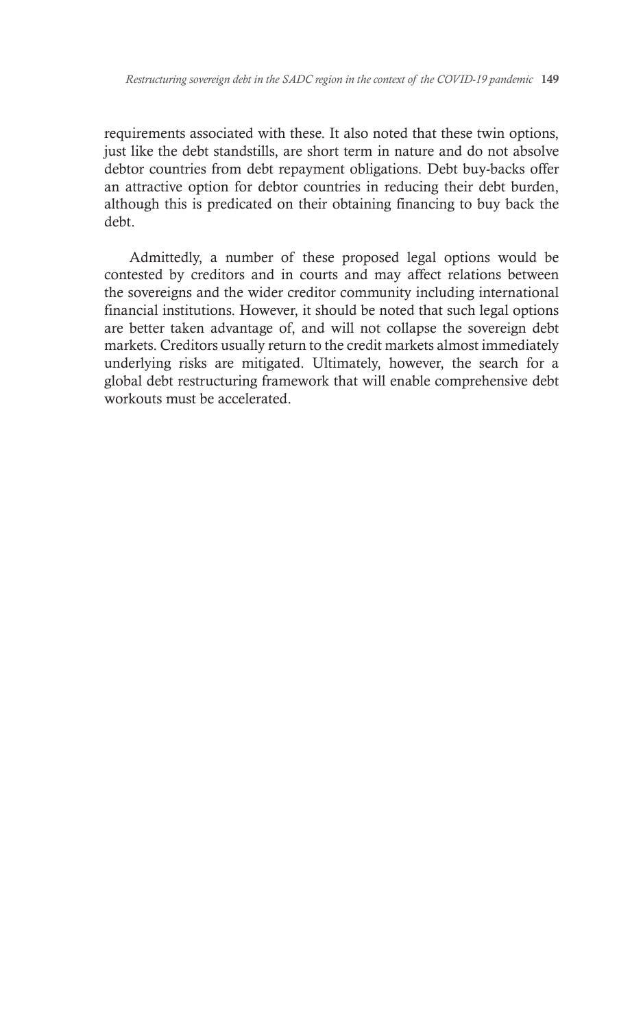requirements associated with these. It also noted that these twin options, just like the debt standstills, are short term in nature and do not absolve debtor countries from debt repayment obligations. Debt buy-backs offer an attractive option for debtor countries in reducing their debt burden, although this is predicated on their obtaining financing to buy back the debt.

Admittedly, a number of these proposed legal options would be contested by creditors and in courts and may affect relations between the sovereigns and the wider creditor community including international financial institutions. However, it should be noted that such legal options are better taken advantage of, and will not collapse the sovereign debt markets. Creditors usually return to the credit markets almost immediately underlying risks are mitigated. Ultimately, however, the search for a global debt restructuring framework that will enable comprehensive debt workouts must be accelerated.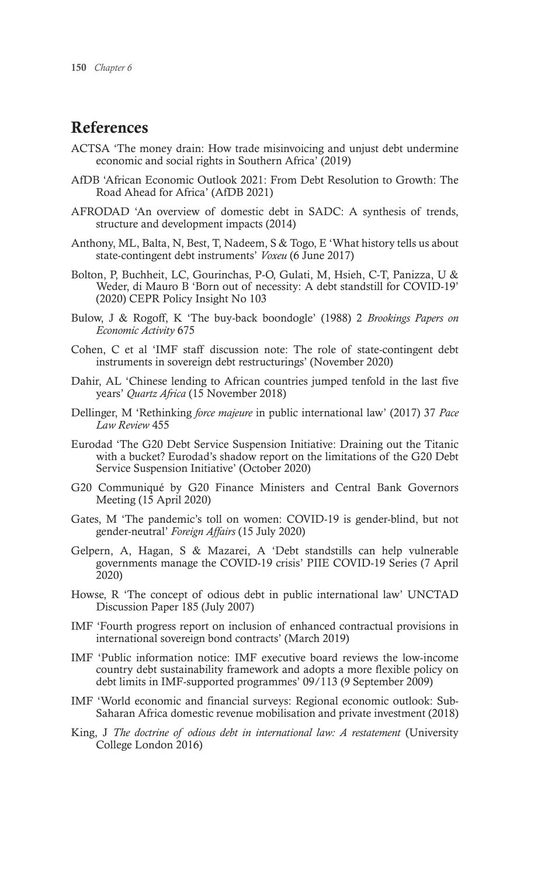## References

ACTSA 'The money drain: How trade misinvoicing and unjust debt undermine economic and social rights in Southern Africa' (2019)

AfDB 'African Economic Outlook 2021: From Debt Resolution to Growth: The Road Ahead for Africa' (AfDB 2021)

AFRODAD 'An overview of domestic debt in SADC: A synthesis of trends, structure and development impacts (2014)

Anthony, ML, Balta, N, Best, T, Nadeem, S & Togo, E 'What history tells us about state-contingent debt instruments' *Voxeu* (6 June 2017)

Bolton, P, Buchheit, LC, Gourinchas, P-O, Gulati, M, Hsieh, C-T, Panizza, U & Weder, di Mauro B 'Born out of necessity: A debt standstill for COVID-19' (2020) CEPR Policy Insight No 103

Bulow, J & Rogoff, K 'The buy-back boondoggle' (1988) 2 *Brookings Papers on Economic Activity* 675

Cohen, C et al 'IMF staff discussion note: The role of state-contingent debt instruments in sovereign debt restructurings' (November 2020)

Dahir, AL 'Chinese lending to African countries jumped tenfold in the last five years' *Quartz Africa* (15 November 2018)

Dellinger, M 'Rethinking *force majeure* in public international law' (2017) 37 *Pace Law Review* 455

Eurodad 'The G20 Debt Service Suspension Initiative: Draining out the Titanic with a bucket? Eurodad's shadow report on the limitations of the G20 Debt Service Suspension Initiative' (October 2020)

G20 Communiqué by G20 Finance Ministers and Central Bank Governors Meeting (15 April 2020)

Gates, M 'The pandemic's toll on women: COVID-19 is gender-blind, but not gender-neutral' *Foreign Affairs* (15 July 2020)

Gelpern, A, Hagan, S & Mazarei, A 'Debt standstills can help vulnerable governments manage the COVID-19 crisis' PIIE COVID-19 Series (7 April 2020)

Howse, R 'The concept of odious debt in public international law' UNCTAD Discussion Paper 185 (July 2007)

IMF 'Fourth progress report on inclusion of enhanced contractual provisions in international sovereign bond contracts' (March 2019)

IMF 'Public information notice: IMF executive board reviews the low-income country debt sustainability framework and adopts a more flexible policy on debt limits in IMF-supported programmes' 09/113 (9 September 2009)

IMF 'World economic and financial surveys: Regional economic outlook: Sub-Saharan Africa domestic revenue mobilisation and private investment (2018)

King, J *The doctrine of odious debt in international law: A restatement* (University College London 2016)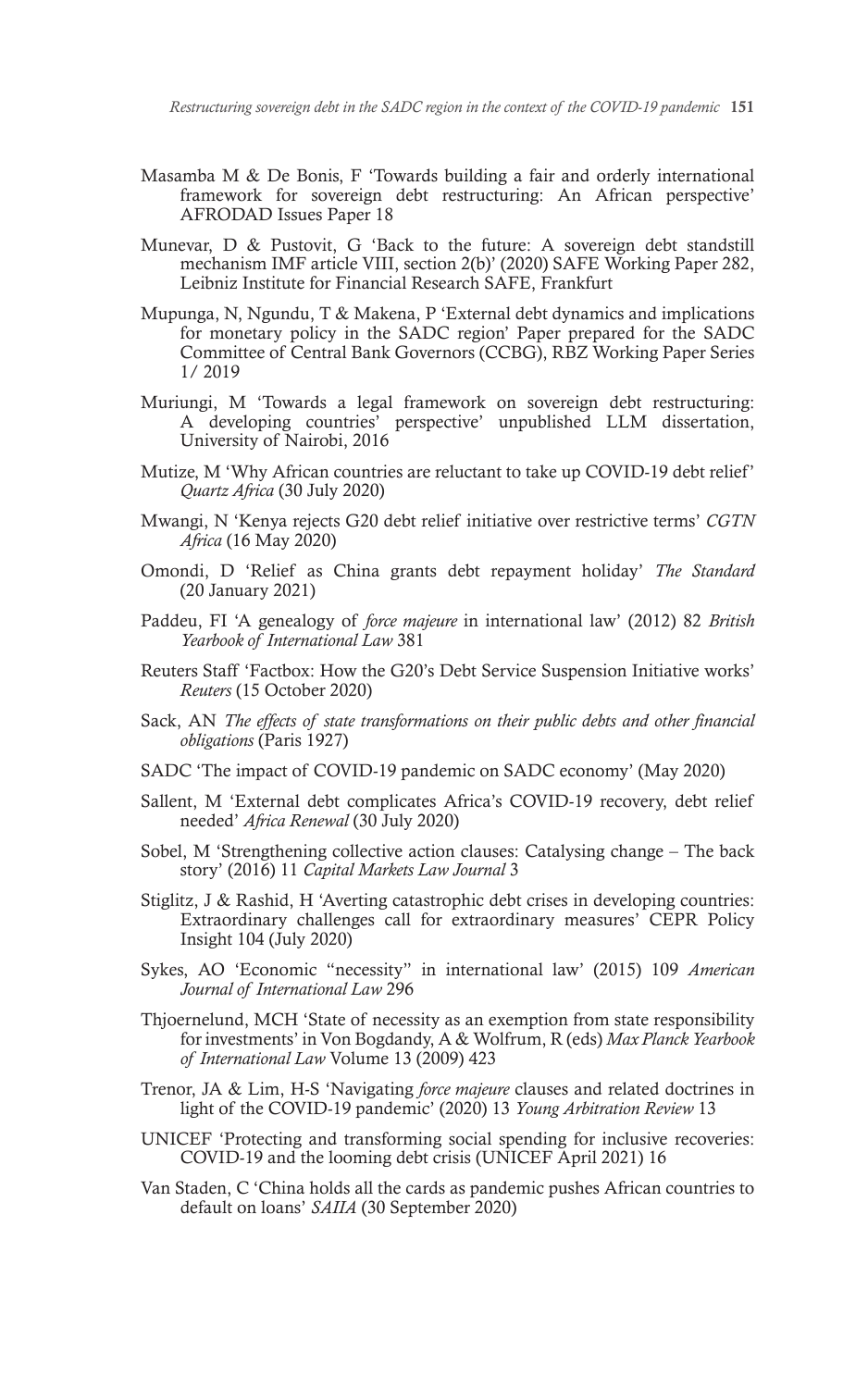Masamba M & De Bonis, F 'Towards building a fair and orderly international framework for sovereign debt restructuring: An African perspective' AFRODAD Issues Paper 18

Munevar, D & Pustovit, G 'Back to the future: A sovereign debt standstill mechanism IMF article VIII, section 2(b)' (2020) SAFE Working Paper 282, Leibniz Institute for Financial Research SAFE, Frankfurt

Mupunga, N, Ngundu, T & Makena, P 'External debt dynamics and implications for monetary policy in the SADC region' Paper prepared for the SADC Committee of Central Bank Governors (CCBG), RBZ Working Paper Series 1/ 2019

Muriungi, M 'Towards a legal framework on sovereign debt restructuring: A developing countries' perspective' unpublished LLM dissertation, University of Nairobi, 2016

Mutize, M 'Why African countries are reluctant to take up COVID-19 debt relief' *Quartz Africa* (30 July 2020)

Mwangi, N 'Kenya rejects G20 debt relief initiative over restrictive terms' *CGTN Africa* (16 May 2020)

Omondi, D 'Relief as China grants debt repayment holiday' *The Standard* (20 January 2021)

Paddeu, FI 'A genealogy of *force majeure* in international law' (2012) 82 *British Yearbook of International Law* 381

Reuters Staff 'Factbox: How the G20's Debt Service Suspension Initiative works' *Reuters* (15 October 2020)

Sack, AN *The effects of state transformations on their public debts and other financial obligations* (Paris 1927)

SADC 'The impact of COVID-19 pandemic on SADC economy' (May 2020)

Sallent, M 'External debt complicates Africa's COVID-19 recovery, debt relief needed' *Africa Renewal* (30 July 2020)

Sobel, M 'Strengthening collective action clauses: Catalysing change – The back story' (2016) 11 *Capital Markets Law Journal* 3

Stiglitz, J & Rashid, H 'Averting catastrophic debt crises in developing countries: Extraordinary challenges call for extraordinary measures' CEPR Policy Insight 104 (July 2020)

Sykes, AO 'Economic "necessity" in international law' (2015) 109 *American Journal of International Law* 296

Thjoernelund, MCH 'State of necessity as an exemption from state responsibility for investments' in Von Bogdandy, A & Wolfrum, R (eds) *Max Planck Yearbook of International Law* Volume 13 (2009) 423

Trenor, JA & Lim, H-S 'Navigating *force majeure* clauses and related doctrines in light of the COVID-19 pandemic' (2020) 13 *Young Arbitration Review* 13

UNICEF 'Protecting and transforming social spending for inclusive recoveries: COVID-19 and the looming debt crisis (UNICEF April 2021) 16

Van Staden, C 'China holds all the cards as pandemic pushes African countries to default on loans' *SAIIA* (30 September 2020)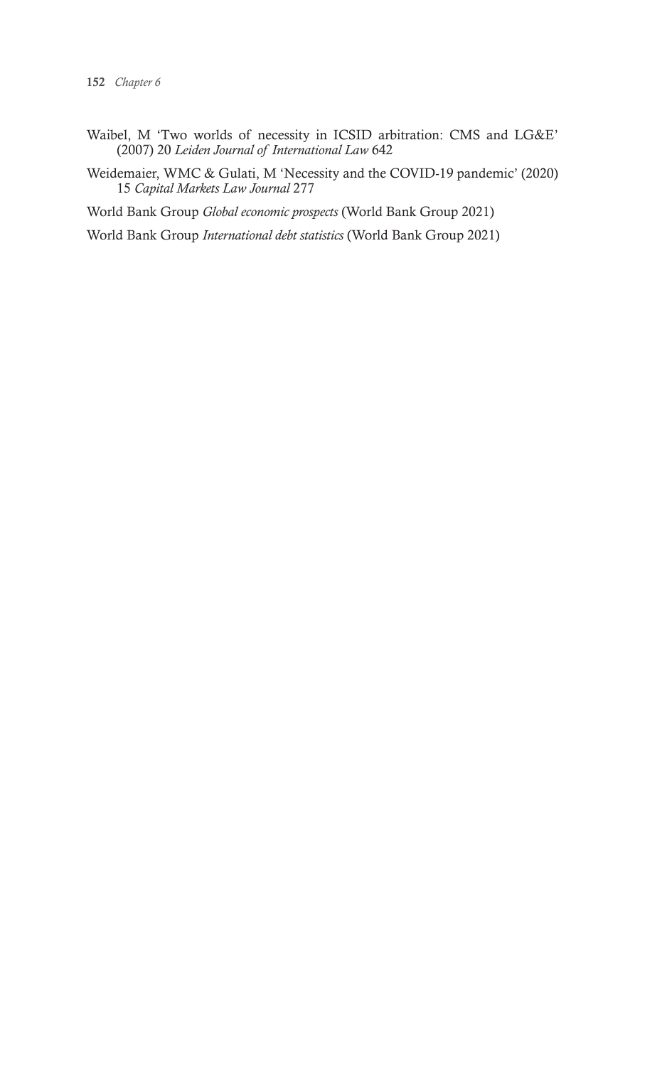Waibel, M 'Two worlds of necessity in ICSID arbitration: CMS and LG&E' (2007) 20 *Leiden Journal of International Law* 642

Weidemaier, WMC & Gulati, M 'Necessity and the COVID-19 pandemic' (2020) 15 *Capital Markets Law Journal* 277

World Bank Group *Global economic prospects* (World Bank Group 2021)

World Bank Group *International debt statistics* (World Bank Group 2021)